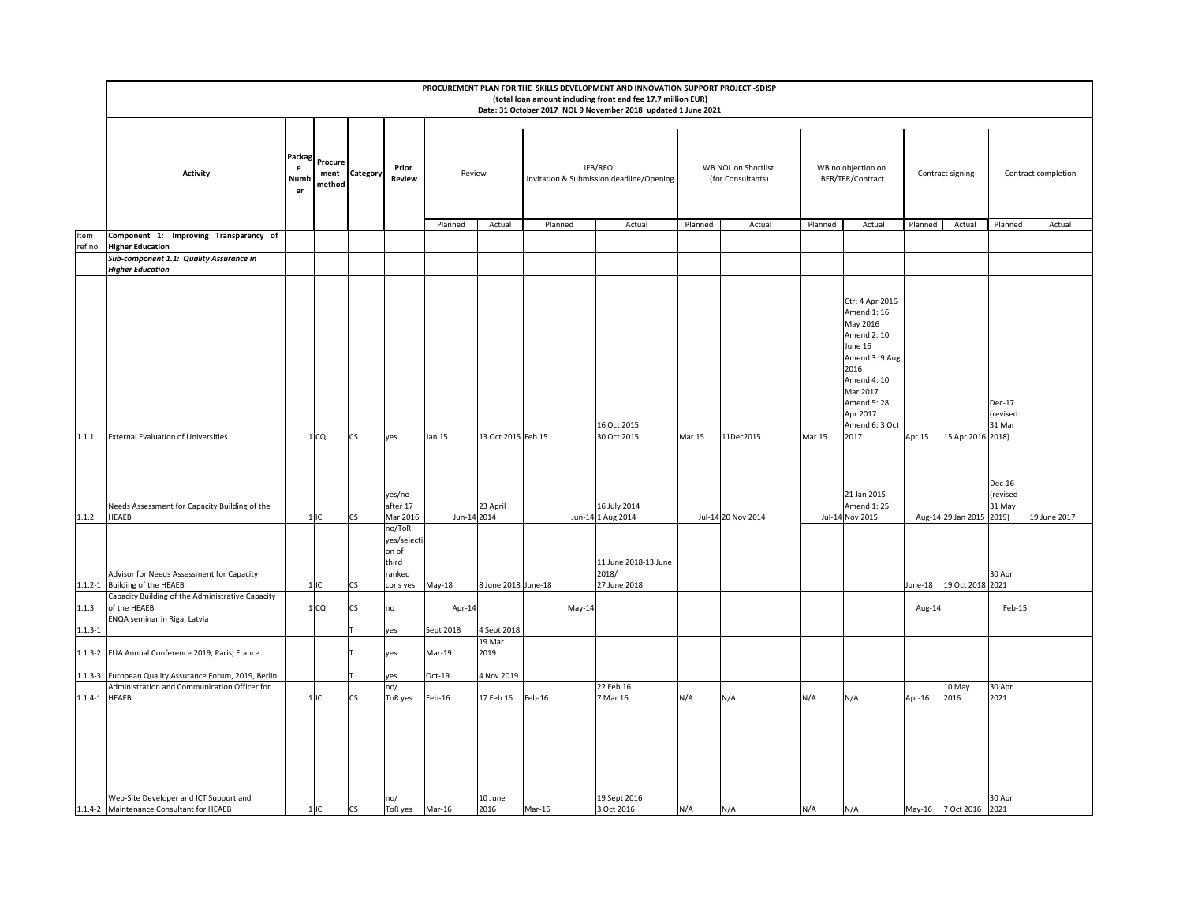**PROCUREMENT PLAN FOR THE SKILLS DEVELOPMENT AND INNOVATION SUPPORT PROJECT -SDISP**
**(total loan amount including front end fee 17.7 million EUR)**
**Date: 31 October 2017_NOL 9 November 2018_updated 1 June 2021**

| Item ref.no. | Activity | Package Number | Procurement method | Category | Prior Review | Review | | IFB/REOI Invitation & Submission deadline/Opening | | WB NOL on Shortlist (for Consultants) | | WB no objection on BER/TER/Contract | | Contract signing | | Contract completion | |
|---|---|---|---|---|---|---|---|---|---|---|---|---|---|---|---|---|---|
| | | | | | | Planned | Actual | Planned | Actual | Planned | Actual | Planned | Actual | Planned | Actual | Planned | Actual |
| | **Component 1: Improving Transparency of Higher Education** | | | | | | | | | | | | | | | | |
| | ***Sub-component 1.1: Quality Assurance in Higher Education*** | | | | | | | | | | | | | | | | |
| 1.1.1 | External Evaluation of Universities | 1 | CQ | CS | yes | Jan 15 | 13 Oct 2015 | Feb 15 | 16 Oct 2015 30 Oct 2015 | Mar 15 | 11Dec2015 | Mar 15 | Ctr: 4 Apr 2016 Amend 1: 16 May 2016 Amend 2: 10 June 16 Amend 3: 9 Aug 2016 Amend 4: 10 Mar 2017 Amend 5: 28 Apr 2017 Amend 6: 3 Oct 2017 | Apr 15 | 15 Apr 2016 | Dec-17 (revised: 31 Mar 2018) | |
| 1.1.2 | Needs Assessment for Capacity Building of the HEAEB | 1 | IC | CS | yes/no after 17 Mar 2016 | Jun-14 | 23 April 2014 | Jun-14 | 16 July 2014 1 Aug 2014 | Jul-14 | 20 Nov 2014 | Jul-14 | 21 Jan 2015 Amend 1: 25 Nov 2015 | Aug-14 | 29 Jan 2015 | Dec-16 (revised 31 May 2019) | 19 June 2017 |
| 1.1.2-1 | Advisor for Needs Assessment for Capacity Building of the HEAEB | 1 | IC | CS | no/ToR yes/selection of third ranked cons yes | May-18 | 8 June 2018 | June-18 | 11 June 2018-13 June 2018/ 27 June 2018 | | | | | June-18 | 19 Oct 2018 | 30 Apr 2021 | |
| 1.1.3 | Capacity Building of the Administrative Capacity of the HEAEB | 1 | CQ | CS | no | Apr-14 | | May-14 | | | | | | Aug-14 | | Feb-15 | |
| 1.1.3-1 | ENQA seminar in Riga, Latvia | | | T | yes | Sept 2018 | 4 Sept 2018 | | | | | | | | | | |
| 1.1.3-2 | EUA Annual Conference 2019, Paris, France | | | T | yes | Mar-19 | 19 Mar 2019 | | | | | | | | | | |
| 1.1.3-3 | European Quality Assurance Forum, 2019, Berlin | | | T | yes | Oct-19 | 4 Nov 2019 | | | | | | | | | | |
| 1.1.4-1 | Administration and Communication Officer for HEAEB | 1 | IC | CS | no/ ToR yes | Feb-16 | 17 Feb 16 | Feb-16 | 22 Feb 16 7 Mar 16 | N/A | N/A | N/A | N/A | Apr-16 | 10 May 2016 | 30 Apr 2021 | |
| 1.1.4-2 | Web-Site Developer and ICT Support and Maintenance Consultant for HEAEB | 1 | IC | CS | no/ ToR yes | Mar-16 | 10 June 2016 | Mar-16 | 19 Sept 2016 3 Oct 2016 | N/A | N/A | N/A | N/A | May-16 | 7 Oct 2016 | 30 Apr 2021 | |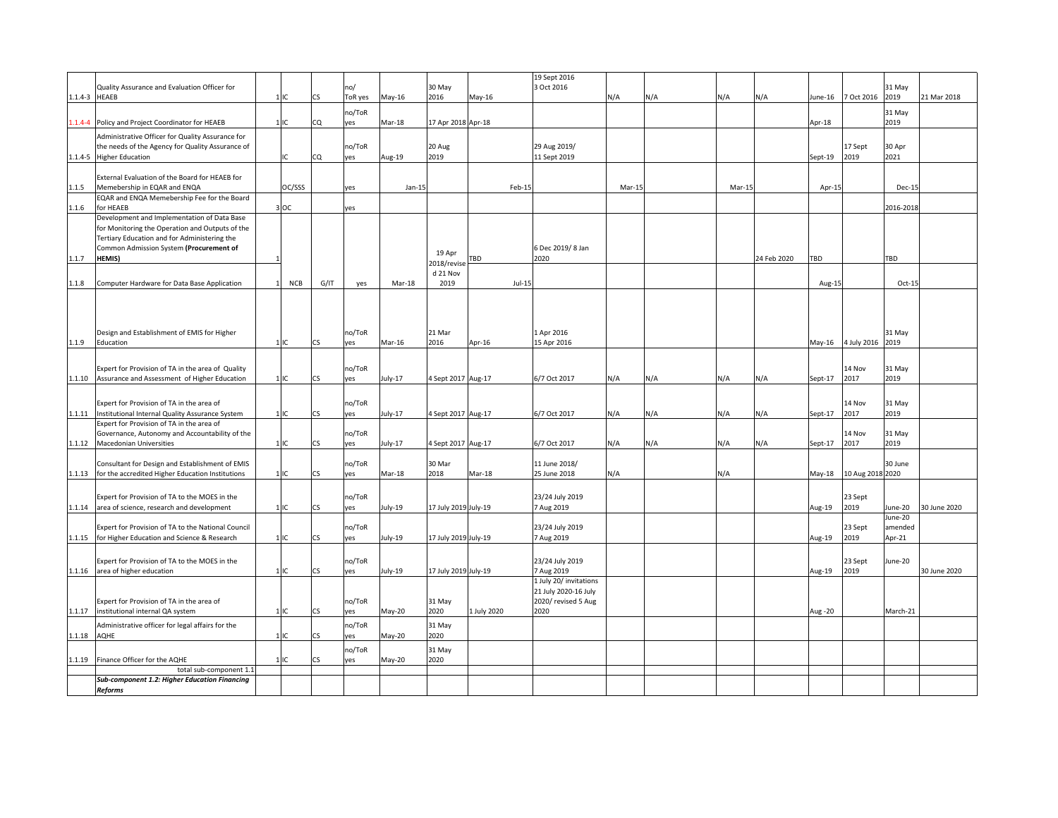| | | | | | | | | | | | | | | | | | | |
|---|---|---|---|---|---|---|---|---|---|---|---|---|---|---|---|---|---|---|
| 1.1.4-3 | Quality Assurance and Evaluation Officer for HEAEB | 1 | IC | CS | no/ ToR yes | May-16 | 30 May 2016 | May-16 | 19 Sept 2016 3 Oct 2016 | N/A | N/A | N/A | N/A | June-16 | 7 Oct 2016 | 31 May 2019 | 21 Mar 2018 |
| 1.1.4-4 | Policy and Project Coordinator for HEAEB | 1 | IC | CQ | no/ToR yes | Mar-18 | 17 Apr 2018 | Apr-18 | | | | | | Apr-18 | | 31 May 2019 | |
| 1.1.4-5 | Administrative Officer for Quality Assurance for the needs of the Agency for Quality Assurance of Higher Education | | IC | CQ | no/ToR yes | Aug-19 | 20 Aug 2019 | | 29 Aug 2019/ 11 Sept 2019 | | | | | Sept-19 | 17 Sept 2019 | 30 Apr 2021 | |
| 1.1.5 | External Evaluation of the Board for HEAEB for Memebership in EQAR and ENQA | | OC/SSS | | yes | Jan-15 | | Feb-15 | | Mar-15 | | Mar-15 | | Apr-15 | | Dec-15 | |
| 1.1.6 | EQAR and ENQA Memebership Fee for the Board for HEAEB | 3 | OC | | yes | | | | | | | | | | | 2016-2018 | |
| 1.1.7 | Development and Implementation of Data Base for Monitoring the Operation and Outputs of the Tertiary Education and for Administering the Common Admission System **(Procurement of HEMIS)** | 1 | | | | | 19 Apr 2018/revised 21 Nov 2019 | TBD | 6 Dec 2019/ 8 Jan 2020 | | | | 24 Feb 2020 | TBD | | TBD | |
| 1.1.8 | Computer Hardware for Data Base Application | 1 | NCB | G/IT | yes | Mar-18 | | Jul-15 | | | | | | Aug-15 | | Oct-15 | |
| 1.1.9 | Design and Establishment of EMIS for Higher Education | 1 | IC | CS | no/ToR yes | Mar-16 | 21 Mar 2016 | Apr-16 | 1 Apr 2016 15 Apr 2016 | | | | | May-16 | 4 July 2016 | 31 May 2019 | |
| 1.1.10 | Expert for Provision of TA in the area of Quality Assurance and Assessment of Higher Education | 1 | IC | CS | no/ToR yes | July-17 | 4 Sept 2017 | Aug-17 | 6/7 Oct 2017 | N/A | N/A | N/A | N/A | Sept-17 | 14 Nov 2017 | 31 May 2019 | |
| 1.1.11 | Expert for Provision of TA in the area of Institutional Internal Quality Assurance System | 1 | IC | CS | no/ToR yes | July-17 | 4 Sept 2017 | Aug-17 | 6/7 Oct 2017 | N/A | N/A | N/A | N/A | Sept-17 | 14 Nov 2017 | 31 May 2019 | |
| 1.1.12 | Expert for Provision of TA in the area of Governance, Autonomy and Accountability of the Macedonian Universities | 1 | IC | CS | no/ToR yes | July-17 | 4 Sept 2017 | Aug-17 | 6/7 Oct 2017 | N/A | N/A | N/A | N/A | Sept-17 | 14 Nov 2017 | 31 May 2019 | |
| 1.1.13 | Consultant for Design and Establishment of EMIS for the accredited Higher Education Institutions | 1 | IC | CS | no/ToR yes | Mar-18 | 30 Mar 2018 | Mar-18 | 11 June 2018/ 25 June 2018 | N/A | | N/A | | May-18 | 10 Aug 2018 | 30 June 2020 | |
| 1.1.14 | Expert for Provision of TA to the MOES in the area of science, research and development | 1 | IC | CS | no/ToR yes | July-19 | 17 July 2019 | July-19 | 23/24 July 2019 7 Aug 2019 | | | | | Aug-19 | 23 Sept 2019 | June-20 | 30 June 2020 |
| 1.1.15 | Expert for Provision of TA to the National Council for Higher Education and Science & Research | 1 | IC | CS | no/ToR yes | July-19 | 17 July 2019 | July-19 | 23/24 July 2019 7 Aug 2019 | | | | | Aug-19 | 23 Sept 2019 | June-20 amended Apr-21 | |
| 1.1.16 | Expert for Provision of TA to the MOES in the area of higher education | 1 | IC | CS | no/ToR yes | July-19 | 17 July 2019 | July-19 | 23/24 July 2019 7 Aug 2019 | | | | | Aug-19 | 23 Sept 2019 | June-20 | 30 June 2020 |
| 1.1.17 | Expert for Provision of TA in the area of institutional internal QA system | 1 | IC | CS | no/ToR yes | May-20 | 31 May 2020 | 1 July 2020 | 1 July 20/ invitations 21 July 2020-16 July 2020/ revised 5 Aug 2020 | | | | | Aug -20 | | March-21 | |
| 1.1.18 | Administrative officer for legal affairs for the AQHE | 1 | IC | CS | no/ToR yes | May-20 | 31 May 2020 | | | | | | | | | | |
| 1.1.19 | Finance Officer for the AQHE | 1 | IC | CS | no/ToR yes | May-20 | 31 May 2020 | | | | | | | | | | |
| | total sub-component 1.1 | | | | | | | | | | | | | | | | |
| | ***Sub-component 1.2: Higher Education Financing Reforms*** | | | | | | | | | | | | | | | | |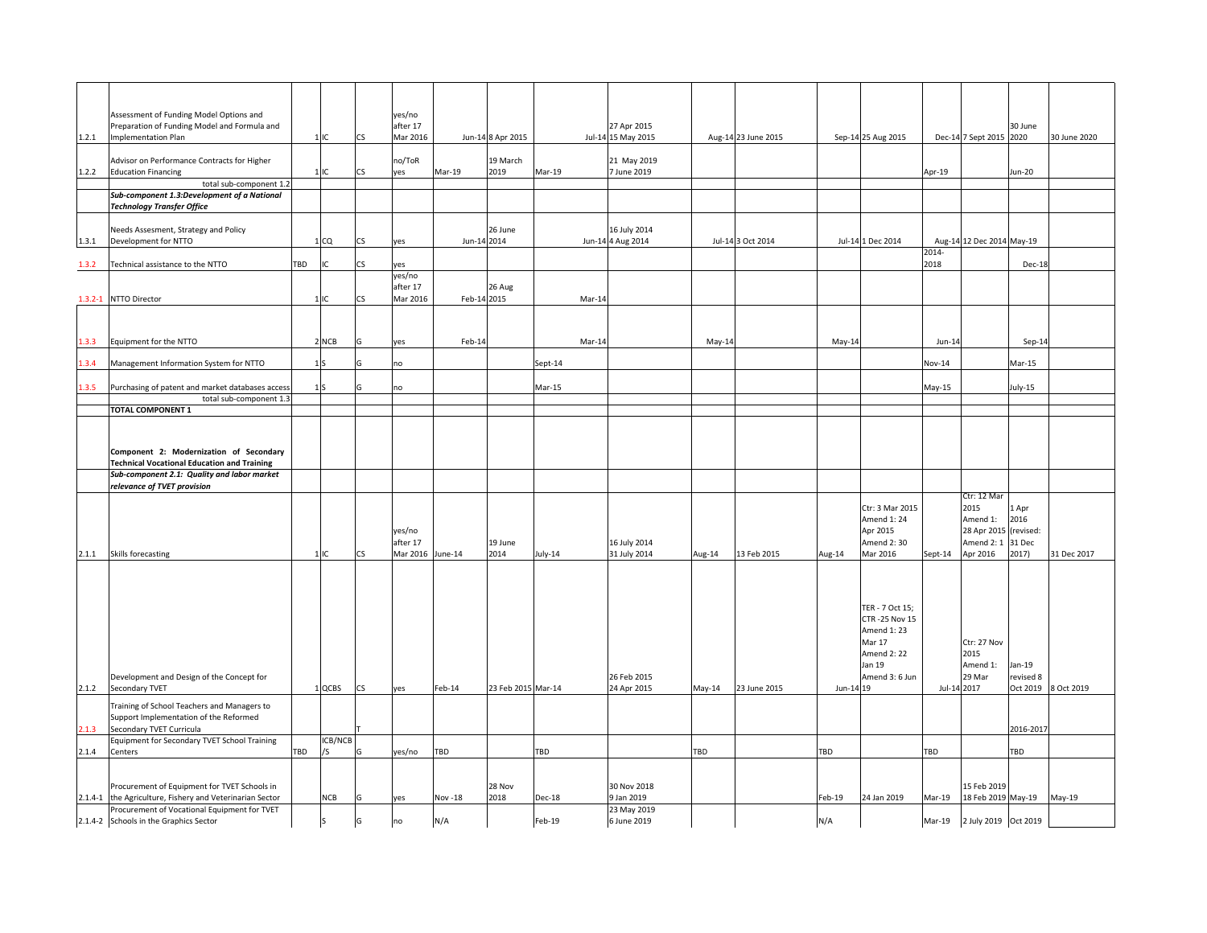| | | | | | | | | | | | | | | | | | |
|---|---|---|---|---|---|---|---|---|---|---|---|---|---|---|---|---|---|
| 1.2.1 | Assessment of Funding Model Options and Preparation of Funding Model and Formula and Implementation Plan | 1 | IC | CS | yes/no after 17 Mar 2016 | Jun-14 | 8 Apr 2015 | Jul-14 | 27 Apr 2015 15 May 2015 | Aug-14 | 23 June 2015 | Sep-14 | 25 Aug 2015 | Dec-14 | 7 Sept 2015 | 30 June 2020 | 30 June 2020 |
| 1.2.2 | Advisor on Performance Contracts for Higher Education Financing | 1 | IC | CS | no/ToR yes | Mar-19 | 19 March 2019 | Mar-19 | 21 May 2019 7 June 2019 | | | | | Apr-19 | | Jun-20 | |
| | total sub-component 1.2 | | | | | | | | | | | | | | | | |
| | ***Sub-component 1.3:Development of a National Technology Transfer Office*** | | | | | | | | | | | | | | | | |
| 1.3.1 | Needs Assesment, Strategy and Policy Development for NTTO | 1 | CQ | CS | yes | Jun-14 | 26 June 2014 | Jun-14 | 16 July 2014 4 Aug 2014 | Jul-14 | 3 Oct 2014 | Jul-14 | 1 Dec 2014 | Aug-14 | 12 Dec 2014 | May-19 | |
| 1.3.2 | Technical assistance to the NTTO | TBD | IC | CS | yes | | | | | | | | | 2014-2018 | | Dec-18 | |
| 1.3.2-1 | NTTO Director | 1 | IC | CS | yes/no after 17 Mar 2016 | Feb-14 | 26 Aug 2015 | Mar-14 | | | | | | | | | |
| 1.3.3 | Equipment for the NTTO | 2 | NCB | G | yes | Feb-14 | | Mar-14 | | May-14 | | May-14 | | Jun-14 | | Sep-14 | |
| 1.3.4 | Management Information System for NTTO | 1 | S | G | no | | | Sept-14 | | | | | | Nov-14 | | Mar-15 | |
| 1.3.5 | Purchasing of patent and market databases access | 1 | S | G | no | | | Mar-15 | | | | | | May-15 | | July-15 | |
| | total sub-component 1.3 | | | | | | | | | | | | | | | | |
| | **TOTAL COMPONENT 1** | | | | | | | | | | | | | | | | |
| | **Component 2: Modernization of Secondary Technical Vocational Education and Training** | | | | | | | | | | | | | | | | |
| | ***Sub-component 2.1: Quality and labor market relevance of TVET provision*** | | | | | | | | | | | | | | | | |
| 2.1.1 | Skills forecasting | 1 | IC | CS | yes/no after 17 Mar 2016 | June-14 | 19 June 2014 | July-14 | 16 July 2014 31 July 2014 | Aug-14 | 13 Feb 2015 | Aug-14 | Ctr: 3 Mar 2015 Amend 1: 24 Apr 2015 Amend 2: 30 Mar 2016 | Sept-14 | Ctr: 12 Mar 2015 Amend 1: 28 Apr 2015 Amend 2: 1 Apr 2016 | 1 Apr 2016 (revised: 31 Dec 2017) | 31 Dec 2017 |
| 2.1.2 | Development and Design of the Concept for Secondary TVET | 1 | QCBS | CS | yes | Feb-14 | 23 Feb 2015 | Mar-14 | 26 Feb 2015 24 Apr 2015 | May-14 | 23 June 2015 | Jun-14 | TER - 7 Oct 15; CTR -25 Nov 15 Amend 1: 23 Mar 17 Amend 2: 22 Jan 19 Amend 3: 6 Jun 19 | Jul-14 | Ctr: 27 Nov 2015 Amend 1: 29 Mar 2017 | Jan-19 revised 8 Oct 2019 | 8 Oct 2019 |
| 2.1.3 | Training of School Teachers and Managers to Support Implementation of the Reformed Secondary TVET Curricula | | | T | | | | | | | | | | | | 2016-2017 | |
| 2.1.4 | Equipment for Secondary TVET School Training Centers | TBD | ICB/NCB/S | G | yes/no | TBD | | TBD | | TBD | | TBD | | TBD | | TBD | |
| 2.1.4-1 | Procurement of Equipment for TVET Schools in the Agriculture, Fishery and Veterinarian Sector | | NCB | G | yes | Nov -18 | 28 Nov 2018 | Dec-18 | 30 Nov 2018 9 Jan 2019 | | | Feb-19 | 24 Jan 2019 | Mar-19 | 15 Feb 2019 18 Feb 2019 | May-19 | May-19 |
| 2.1.4-2 | Procurement of Vocational Equipment for TVET Schools in the Graphics Sector | | S | G | no | N/A | | Feb-19 | 23 May 2019 6 June 2019 | | | N/A | | Mar-19 | 2 July 2019 | Oct 2019 | |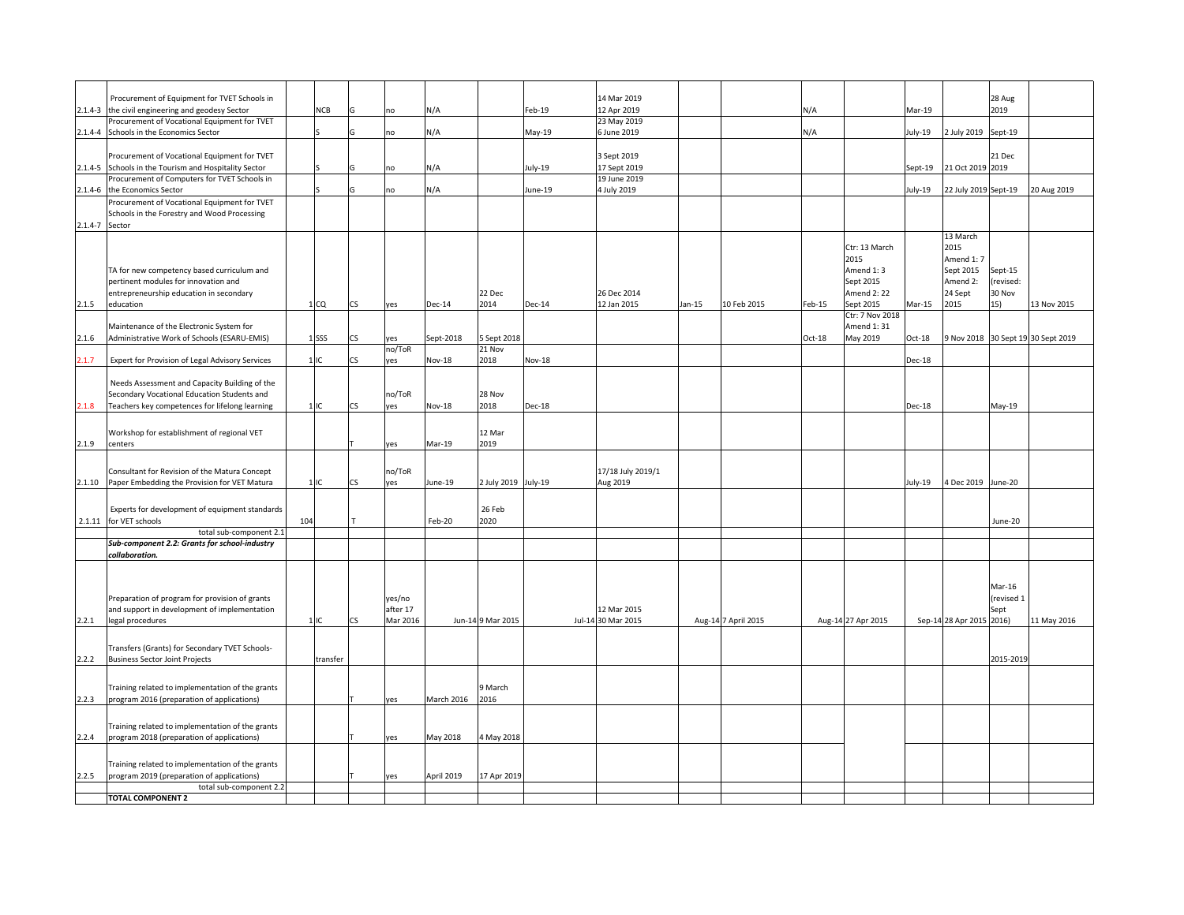| | | | | | | | | | | | | | | | | | |
|---|---|---|---|---|---|---|---|---|---|---|---|---|---|---|---|---|---|
| 2.1.4-3 | Procurement of Equipment for TVET Schools in the civil engineering and geodesy Sector | | NCB | G | no | N/A | | Feb-19 | 14 Mar 2019 12 Apr 2019 | | | N/A | | Mar-19 | | 28 Aug 2019 | |
| 2.1.4-4 | Procurement of Vocational Equipment for TVET Schools in the Economics Sector | | S | G | no | N/A | | May-19 | 23 May 2019 6 June 2019 | | | N/A | | July-19 | 2 July 2019 | Sept-19 | |
| 2.1.4-5 | Procurement of Vocational Equipment for TVET Schools in the Tourism and Hospitality Sector | | S | G | no | N/A | | July-19 | 3 Sept 2019 17 Sept 2019 | | | | | Sept-19 | 21 Oct 2019 | 21 Dec 2019 | |
| 2.1.4-6 | Procurement of Computers for TVET Schools in the Economics Sector | | S | G | no | N/A | | June-19 | 19 June 2019 4 July 2019 | | | | | July-19 | 22 July 2019 | Sept-19 | 20 Aug 2019 |
| 2.1.4-7 | Procurement of Vocational Equipment for TVET Schools in the Forestry and Wood Processing Sector | | | | | | | | | | | | | | | | |
| 2.1.5 | TA for new competency based curriculum and pertinent modules for innovation and entrepreneurship education in secondary education | 1 | CQ | CS | yes | Dec-14 | 22 Dec 2014 | Dec-14 | 26 Dec 2014 12 Jan 2015 | Jan-15 | 10 Feb 2015 | Feb-15 | Ctr: 13 March 2015 Amend 1: 3 Sept 2015 Amend 2: 22 Sept 2015 | Mar-15 | 13 March 2015 Amend 1: 7 Sept 2015 Amend 2: 24 Sept 2015 | Sept-15 (revised: 30 Nov 15) | 13 Nov 2015 |
| 2.1.6 | Maintenance of the Electronic System for Administrative Work of Schools (ESARU-EMIS) | 1 | SSS | CS | yes | Sept-2018 | 5 Sept 2018 | | | | | Oct-18 | Ctr: 7 Nov 2018 Amend 1: 31 May 2019 | Oct-18 | 9 Nov 2018 | 30 Sept 19 | 30 Sept 2019 |
| 2.1.7 | Expert for Provision of Legal Advisory Services | 1 | IC | CS | no/ToR yes | Nov-18 | 21 Nov 2018 | Nov-18 | | | | | | Dec-18 | | | |
| 2.1.8 | Needs Assessment and Capacity Building of the Secondary Vocational Education Students and Teachers key competences for lifelong learning | 1 | IC | CS | no/ToR yes | Nov-18 | 28 Nov 2018 | Dec-18 | | | | | | Dec-18 | | May-19 | |
| 2.1.9 | Workshop for establishment of regional VET centers | | | T | yes | Mar-19 | 12 Mar 2019 | | | | | | | | | | |
| 2.1.10 | Consultant for Revision of the Matura Concept Paper Embedding the Provision for VET Matura | 1 | IC | CS | no/ToR yes | June-19 | 2 July 2019 | July-19 | 17/18 July 2019/1 Aug 2019 | | | | | July-19 | 4 Dec 2019 | June-20 | |
| 2.1.11 | Experts for development of equipment standards for VET schools | 104 | | T | | Feb-20 | 26 Feb 2020 | | | | | | | | | June-20 | |
| | total sub-component 2.1 | | | | | | | | | | | | | | | | |
| | ***Sub-component 2.2: Grants for school-industry collaboration.*** | | | | | | | | | | | | | | | | |
| 2.2.1 | Preparation of program for provision of grants and support in development of implementation legal procedures | 1 | IC | CS | yes/no after 17 Mar 2016 | Jun-14 | 9 Mar 2015 | Jul-14 | 12 Mar 2015 30 Mar 2015 | Aug-14 | 7 April 2015 | Aug-14 | 27 Apr 2015 | Sep-14 | 28 Apr 2015 | Mar-16 (revised 1 Sept 2016) | 11 May 2016 |
| 2.2.2 | Transfers (Grants) for Secondary TVET Schools-Business Sector Joint Projects | | transfer | | | | | | | | | | | | | 2015-2019 | |
| 2.2.3 | Training related to implementation of the grants program 2016 (preparation of applications) | | | T | yes | March 2016 | 9 March 2016 | | | | | | | | | | |
| 2.2.4 | Training related to implementation of the grants program 2018 (preparation of applications) | | | T | yes | May 2018 | 4 May 2018 | | | | | | | | | | |
| 2.2.5 | Training related to implementation of the grants program 2019 (preparation of applications) | | | T | yes | April 2019 | 17 Apr 2019 | | | | | | | | | | |
| | total sub-component 2.2 | | | | | | | | | | | | | | | | |
| | **TOTAL COMPONENT 2** | | | | | | | | | | | | | | | | |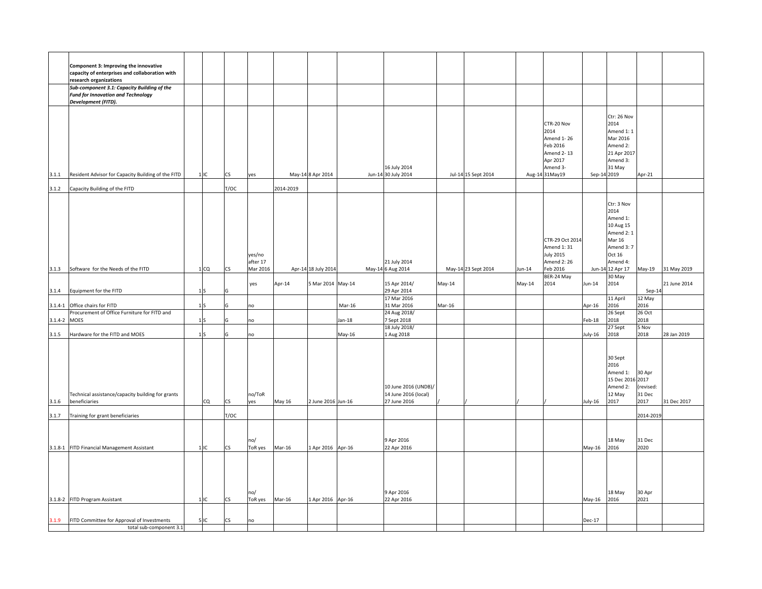| | **Component 3: Improving the innovative capacity of enterprises and collaboration with research organizations** | | | | | | | | | | | | | | | | |
|---|---|---|---|---|---|---|---|---|---|---|---|---|---|---|---|---|---|
| | ***Sub-component 3.1: Capacity Building of the Fund for Innovation and Technology Development (FITD).*** | | | | | | | | | | | | | | | | |
| 3.1.1 | Resident Advisor for Capacity Building of the FITD | 1 | IC | CS | yes | May-14 | 8 Apr 2014 | Jun-14 | 16 July 2014 30 July 2014 | Jul-14 | 15 Sept 2014 | Aug-14 | CTR-20 Nov 2014 Amend 1- 26 Feb 2016 Amend 2- 13 Apr 2017 Amend 3- 31May19 | Sep-14 | Ctr: 26 Nov 2014 Amend 1: 1 Mar 2016 Amend 2: 21 Apr 2017 Amend 3: 31 May 2019 | Apr-21 | |
| 3.1.2 | Capacity Building of the FITD | | | T/OC | | 2014-2019 | | | | | | | | | | | |
| 3.1.3 | Software for the Needs of the FITD | 1 | CQ | CS | yes/no after 17 Mar 2016 | Apr-14 | 18 July 2014 | May-14 | 21 July 2014 6 Aug 2014 | May-14 | 23 Sept 2014 | Jun-14 | CTR-29 Oct 2014 Amend 1: 31 July 2015 Amend 2: 26 Feb 2016 | Jun-14 | Ctr: 3 Nov 2014 Amend 1: 10 Aug 15 Amend 2: 1 Mar 16 Amend 3: 7 Oct 16 Amend 4: 12 Apr 17 | May-19 | 31 May 2019 |
| 3.1.4 | Equipment for the FITD | 1 | S | G | yes | Apr-14 | 5 Mar 2014 | May-14 | 15 Apr 2014/ 29 Apr 2014 | May-14 | | May-14 | BER-24 May 2014 | Jun-14 | 30 May 2014 | Sep-14 | 21 June 2014 |
| 3.1.4-1 | Office chairs for FITD | 1 | S | G | no | | | Mar-16 | 17 Mar 2016 31 Mar 2016 | Mar-16 | | | | Apr-16 | 11 April 2016 | 12 May 2016 | |
| 3.1.4-2 | Procurement of Office Furniture for FITD and MOES | 1 | S | G | no | | | Jan-18 | 24 Aug 2018/ 7 Sept 2018 | | | | | Feb-18 | 26 Sept 2018 | 26 Oct 2018 | |
| 3.1.5 | Hardware for the FITD and MOES | 1 | S | G | no | | | May-16 | 18 July 2018/ 1 Aug 2018 | | | | | July-16 | 27 Sept 2018 | 5 Nov 2018 | 28 Jan 2019 |
| 3.1.6 | Technical assistance/capacity building for grants beneficiaries | | CQ | CS | no/ToR yes | May 16 | 2 June 2016 | Jun-16 | 10 June 2016 (UNDB)/ 14 June 2016 (local) 27 June 2016 | / | / | / | / | July-16 | 30 Sept 2016 Amend 1: 15 Dec 2016 Amend 2: 12 May 2017 | 30 Apr 2017 (revised: 31 Dec 2017) | 31 Dec 2017 |
| 3.1.7 | Training for grant beneficiaries | | | T/OC | | | | | | | | | | | | 2014-2019 | |
| 3.1.8-1 | FITD Financial Management Assistant | 1 | IC | CS | no/ ToR yes | Mar-16 | 1 Apr 2016 | Apr-16 | 9 Apr 2016 22 Apr 2016 | | | | | May-16 | 18 May 2016 | 31 Dec 2020 | |
| 3.1.8-2 | FITD Program Assistant | 1 | IC | CS | no/ ToR yes | Mar-16 | 1 Apr 2016 | Apr-16 | 9 Apr 2016 22 Apr 2016 | | | | | May-16 | 18 May 2016 | 30 Apr 2021 | |
| 3.1.9 | FITD Committee for Approval of Investments | 5 | IC | CS | no | | | | | | | | | Dec-17 | | | |
| | total sub-component 3.1 | | | | | | | | | | | | | | | | |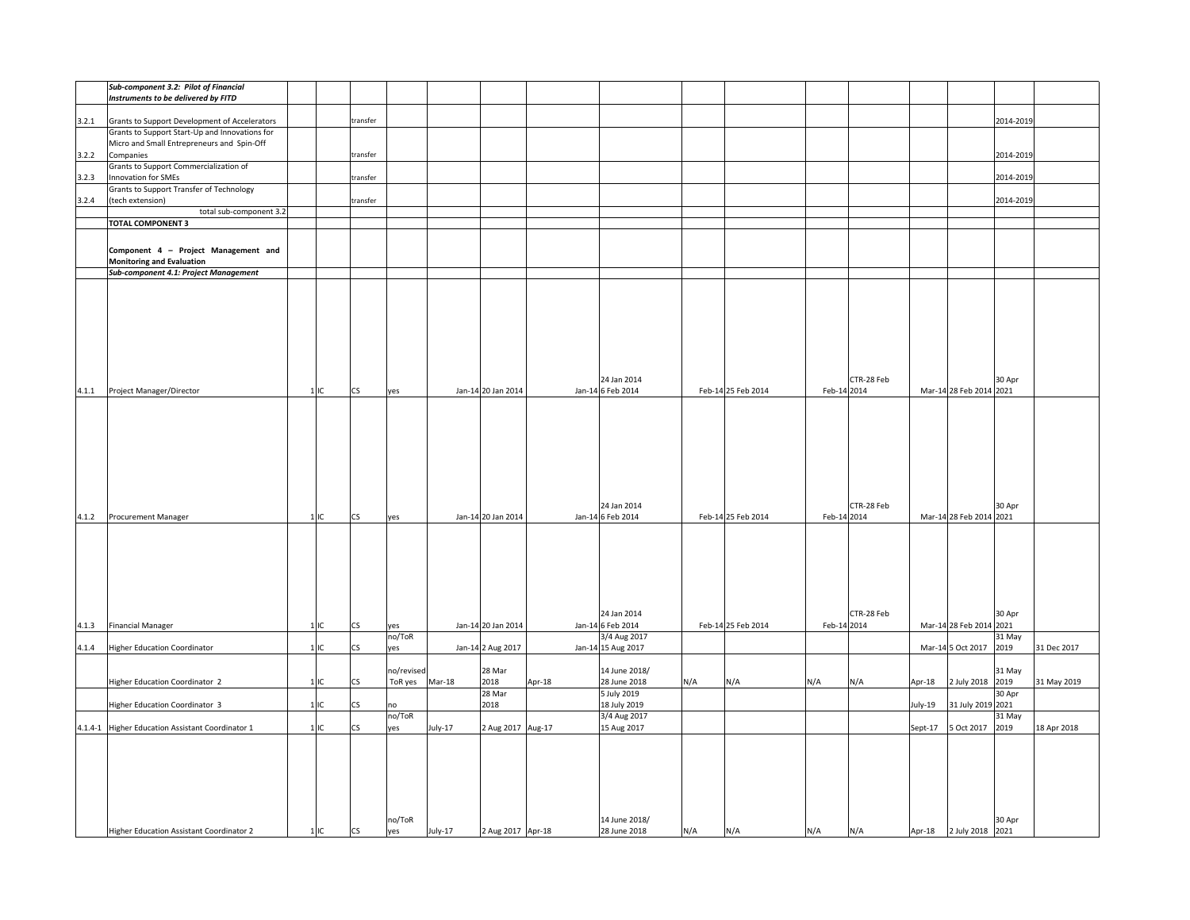| | | | | | | | | | | | | | | | | | |
|---|---|---|---|---|---|---|---|---|---|---|---|---|---|---|---|---|---|
| | ***Sub-component 3.2: Pilot of Financial Instruments to be delivered by FITD*** | | | | | | | | | | | | | | | | |
| 3.2.1 | Grants to Support Development of Accelerators | | | transfer | | | | | | | | | | | | 2014-2019 | |
| 3.2.2 | Grants to Support Start-Up and Innovations for Micro and Small Entrepreneurs and Spin-Off Companies | | | transfer | | | | | | | | | | | | 2014-2019 | |
| 3.2.3 | Grants to Support Commercialization of Innovation for SMEs | | | transfer | | | | | | | | | | | | 2014-2019 | |
| 3.2.4 | Grants to Support Transfer of Technology (tech extension) | | | transfer | | | | | | | | | | | | 2014-2019 | |
| | total sub-component 3.2 | | | | | | | | | | | | | | | | |
| | **TOTAL COMPONENT 3** | | | | | | | | | | | | | | | | |
| | **Component 4 – Project Management and Monitoring and Evaluation** | | | | | | | | | | | | | | | | |
| | ***Sub-component 4.1: Project Management*** | | | | | | | | | | | | | | | | |
| 4.1.1 | Project Manager/Director | 1 | IC | CS | yes | Jan-14 | 20 Jan 2014 | Jan-14 | 24 Jan 2014 6 Feb 2014 | Feb-14 | 25 Feb 2014 | Feb-14 | CTR-28 Feb 2014 | Mar-14 | 28 Feb 2014 | 30 Apr 2021 | |
| 4.1.2 | Procurement Manager | 1 | IC | CS | yes | Jan-14 | 20 Jan 2014 | Jan-14 | 24 Jan 2014 6 Feb 2014 | Feb-14 | 25 Feb 2014 | Feb-14 | CTR-28 Feb 2014 | Mar-14 | 28 Feb 2014 | 30 Apr 2021 | |
| 4.1.3 | Financial Manager | 1 | IC | CS | yes | Jan-14 | 20 Jan 2014 | Jan-14 | 24 Jan 2014 6 Feb 2014 | Feb-14 | 25 Feb 2014 | Feb-14 | CTR-28 Feb 2014 | Mar-14 | 28 Feb 2014 | 30 Apr 2021 | |
| 4.1.4 | Higher Education Coordinator | 1 | IC | CS | no/ToR yes | Jan-14 | 2 Aug 2017 | Jan-14 | 3/4 Aug 2017 15 Aug 2017 | | | | | Mar-14 | 5 Oct 2017 | 31 May 2019 | 31 Dec 2017 |
| | Higher Education Coordinator 2 | 1 | IC | CS | no/revised ToR yes | Mar-18 | 28 Mar 2018 | Apr-18 | 14 June 2018/ 28 June 2018 | N/A | N/A | N/A | N/A | Apr-18 | 2 July 2018 | 31 May 2019 | 31 May 2019 |
| | Higher Education Coordinator 3 | 1 | IC | CS | no | | 28 Mar 2018 | | 5 July 2019 18 July 2019 | | | | | July-19 | 31 July 2019 | 30 Apr 2021 | |
| 4.1.4-1 | Higher Education Assistant Coordinator 1 | 1 | IC | CS | no/ToR yes | July-17 | 2 Aug 2017 | Aug-17 | 3/4 Aug 2017 15 Aug 2017 | | | | | Sept-17 | 5 Oct 2017 | 31 May 2019 | 18 Apr 2018 |
| | Higher Education Assistant Coordinator 2 | 1 | IC | CS | no/ToR yes | July-17 | 2 Aug 2017 | Apr-18 | 14 June 2018/ 28 June 2018 | N/A | N/A | N/A | N/A | Apr-18 | 2 July 2018 | 30 Apr 2021 | |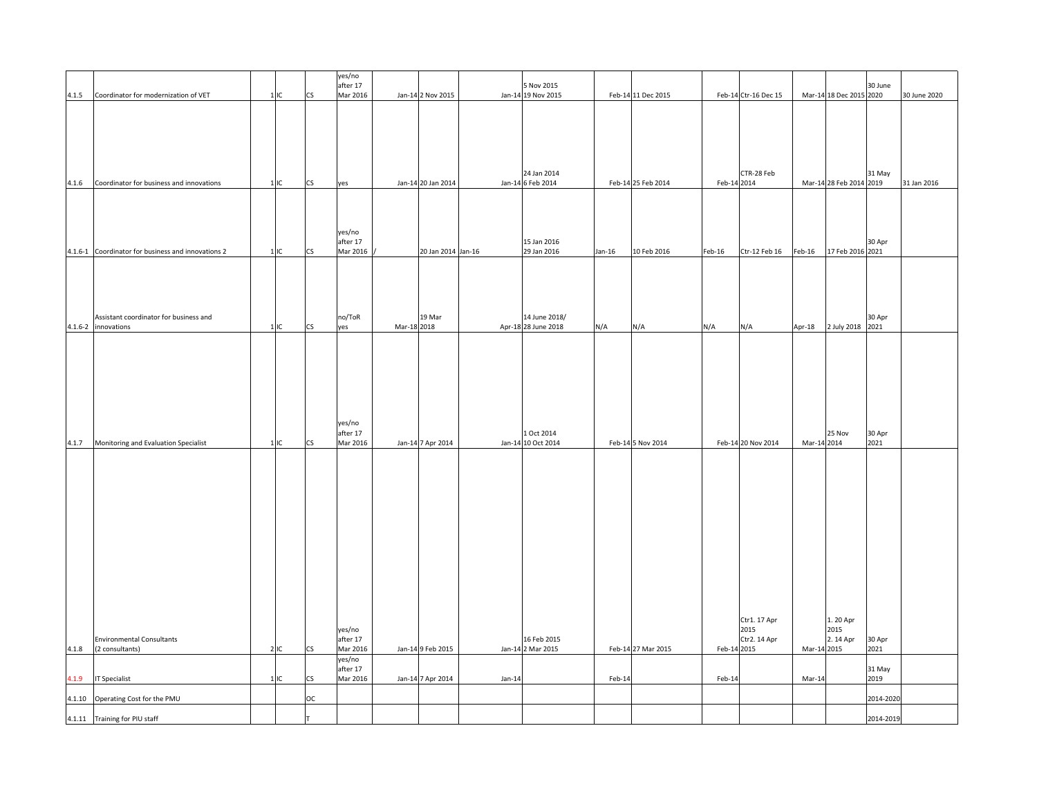| | | | | | | | | | | | | | | | | | |
|---|---|---|---|---|---|---|---|---|---|---|---|---|---|---|---|---|---|
| 4.1.5 | Coordinator for modernization of VET | 1 | IC | CS | yes/no after 17 Mar 2016 | Jan-14 | 2 Nov 2015 | Jan-14 | 5 Nov 2015 19 Nov 2015 | Feb-14 | 11 Dec 2015 | Feb-14 | Ctr-16 Dec 15 | Mar-14 | 18 Dec 2015 | 30 June 2020 | 30 June 2020 |
| 4.1.6 | Coordinator for business and innovations | 1 | IC | CS | yes | Jan-14 | 20 Jan 2014 | Jan-14 | 24 Jan 2014 6 Feb 2014 | Feb-14 | 25 Feb 2014 | Feb-14 | CTR-28 Feb 2014 | Mar-14 | 28 Feb 2014 | 31 May 2019 | 31 Jan 2016 |
| 4.1.6-1 | Coordinator for business and innovations 2 | 1 | IC | CS | yes/no after 17 Mar 2016 | / | 20 Jan 2014 | Jan-16 | 15 Jan 2016 29 Jan 2016 | Jan-16 | 10 Feb 2016 | Feb-16 | Ctr-12 Feb 16 | Feb-16 | 17 Feb 2016 | 30 Apr 2021 | |
| 4.1.6-2 | Assistant coordinator for business and innovations | 1 | IC | CS | no/ToR yes | Mar-18 | 19 Mar 2018 | Apr-18 | 14 June 2018/ 28 June 2018 | N/A | N/A | N/A | N/A | Apr-18 | 2 July 2018 | 30 Apr 2021 | |
| 4.1.7 | Monitoring and Evaluation Specialist | 1 | IC | CS | yes/no after 17 Mar 2016 | Jan-14 | 7 Apr 2014 | Jan-14 | 1 Oct 2014 10 Oct 2014 | Feb-14 | 5 Nov 2014 | Feb-14 | 20 Nov 2014 | Mar-14 | 25 Nov 2014 | 30 Apr 2021 | |
| 4.1.8 | Environmental Consultants (2 consultants) | 2 | IC | CS | yes/no after 17 Mar 2016 | Jan-14 | 9 Feb 2015 | Jan-14 | 16 Feb 2015 2 Mar 2015 | Feb-14 | 27 Mar 2015 | Feb-14 | Ctr1. 17 Apr 2015 Ctr2. 14 Apr 2015 | Mar-14 | 1. 20 Apr 2015 2. 14 Apr 2015 | 30 Apr 2021 | |
| 4.1.9 | IT Specialist | 1 | IC | CS | yes/no after 17 Mar 2016 | Jan-14 | 7 Apr 2014 | Jan-14 | | Feb-14 | | Feb-14 | | Mar-14 | | 31 May 2019 | |
| 4.1.10 | Operating Cost for the PMU | | | OC | | | | | | | | | | | | 2014-2020 | |
| 4.1.11 | Training for PIU staff | | | T | | | | | | | | | | | | 2014-2019 | |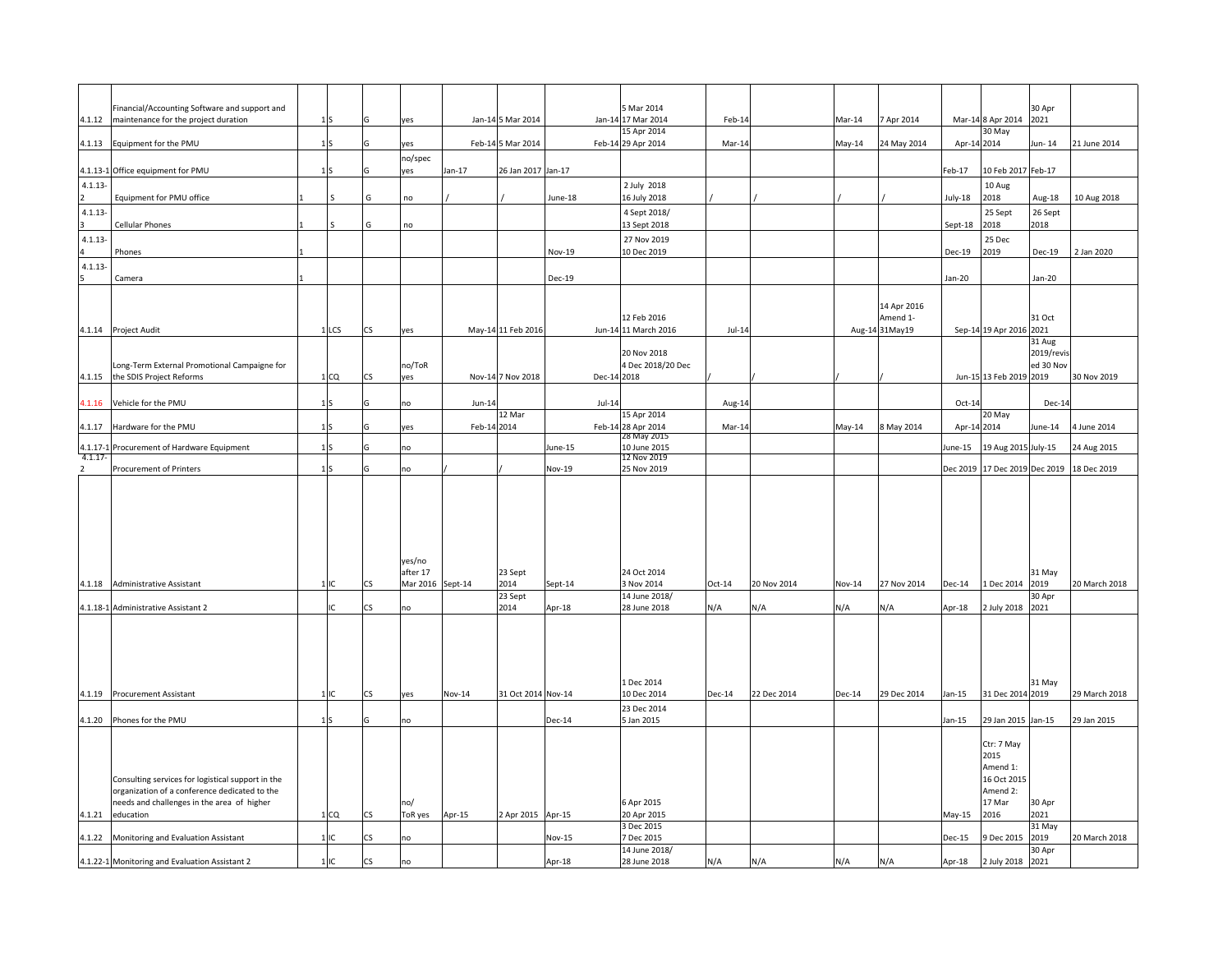| | | | | | | | | | | | | | | | | | |
|---|---|---|---|---|---|---|---|---|---|---|---|---|---|---|---|---|---|
| 4.1.12 | Financial/Accounting Software and support and maintenance for the project duration | 1 | S | G | yes | Jan-14 | 5 Mar 2014 | Jan-14 | 5 Mar 2014 17 Mar 2014 | Feb-14 | | Mar-14 | 7 Apr 2014 | Mar-14 | 8 Apr 2014 | 30 Apr 2021 | |
| 4.1.13 | Equipment for the PMU | 1 | S | G | yes | Feb-14 | 5 Mar 2014 | Feb-14 | 15 Apr 2014 29 Apr 2014 | Mar-14 | | May-14 | 24 May 2014 | Apr-14 | 30 May 2014 | Jun- 14 | 21 June 2014 |
| 4.1.13-1 | Office equipment for PMU | 1 | S | G | no/spec yes | Jan-17 | 26 Jan 2017 | Jan-17 | | | | | | Feb-17 | 10 Feb 2017 | Feb-17 | |
| 4.1.13-2 | Equipment for PMU office | 1 | S | G | no | / | / | June-18 | 2 July 2018 16 July 2018 | / | / | / | / | July-18 | 10 Aug 2018 | Aug-18 | 10 Aug 2018 |
| 4.1.13-3 | Cellular Phones | 1 | S | G | no | | | | 4 Sept 2018/ 13 Sept 2018 | | | | | Sept-18 | 25 Sept 2018 | 26 Sept 2018 | |
| 4.1.13-4 | Phones | 1 | | | | | | Nov-19 | 27 Nov 2019 10 Dec 2019 | | | | | Dec-19 | 25 Dec 2019 | Dec-19 | 2 Jan 2020 |
| 4.1.13-5 | Camera | 1 | | | | | | Dec-19 | | | | | | Jan-20 | | Jan-20 | |
| 4.1.14 | Project Audit | 1 | LCS | CS | yes | May-14 | 11 Feb 2016 | Jun-14 | 12 Feb 2016 11 March 2016 | Jul-14 | | Aug-14 | 14 Apr 2016 Amend 1- 31May19 | Sep-14 | 19 Apr 2016 | 31 Oct 2021 | |
| 4.1.15 | Long-Term External Promotional Campaigne for the SDIS Project Reforms | 1 | CQ | CS | no/ToR yes | Nov-14 | 7 Nov 2018 | Dec-14 | 20 Nov 2018 4 Dec 2018/20 Dec 2018 | / | / | / | / | Jun-15 | 13 Feb 2019 | 31 Aug 2019/revised 30 Nov 2019 | 30 Nov 2019 |
| 4.1.16 | Vehicle for the PMU | 1 | S | G | no | Jun-14 | | Jul-14 | | Aug-14 | | | | Oct-14 | | Dec-14 | |
| 4.1.17 | Hardware for the PMU | 1 | S | G | yes | Feb-14 | 12 Mar 2014 | Feb-14 | 15 Apr 2014 28 Apr 2014 | Mar-14 | | May-14 | 8 May 2014 | Apr-14 | 20 May 2014 | June-14 | 4 June 2014 |
| 4.1.17-1 | Procurement of Hardware Equipment | 1 | S | G | no | | | June-15 | 28 May 2015 10 June 2015 | | | | | June-15 | 19 Aug 2015 | July-15 | 24 Aug 2015 |
| 4.1.17-2 | Procurement of Printers | 1 | S | G | no | / | / | Nov-19 | 12 Nov 2019 25 Nov 2019 | | | | | Dec 2019 | 17 Dec 2019 | Dec 2019 | 18 Dec 2019 |
| 4.1.18 | Administrative Assistant | 1 | IC | CS | yes/no after 17 Mar 2016 | Sept-14 | 23 Sept 2014 | Sept-14 | 24 Oct 2014 3 Nov 2014 | Oct-14 | 20 Nov 2014 | Nov-14 | 27 Nov 2014 | Dec-14 | 1 Dec 2014 | 31 May 2019 | 20 March 2018 |
| 4.1.18-1 | Administrative Assistant 2 | | IC | CS | no | | 23 Sept 2014 | Apr-18 | 14 June 2018/ 28 June 2018 | N/A | N/A | N/A | N/A | Apr-18 | 2 July 2018 | 30 Apr 2021 | |
| 4.1.19 | Procurement Assistant | 1 | IC | CS | yes | Nov-14 | 31 Oct 2014 | Nov-14 | 1 Dec 2014 10 Dec 2014 | Dec-14 | 22 Dec 2014 | Dec-14 | 29 Dec 2014 | Jan-15 | 31 Dec 2014 | 31 May 2019 | 29 March 2018 |
| 4.1.20 | Phones for the PMU | 1 | S | G | no | | | Dec-14 | 23 Dec 2014 5 Jan 2015 | | | | | Jan-15 | 29 Jan 2015 | Jan-15 | 29 Jan 2015 |
| 4.1.21 | Consulting services for logistical support in the organization of a conference dedicated to the needs and challenges in the area of higher education | 1 | CQ | CS | no/ ToR yes | Apr-15 | 2 Apr 2015 | Apr-15 | 6 Apr 2015 20 Apr 2015 | | | | | May-15 | Ctr: 7 May 2015 Amend 1: 16 Oct 2015 Amend 2: 17 Mar 2016 | 30 Apr 2021 | |
| 4.1.22 | Monitoring and Evaluation Assistant | 1 | IC | CS | no | | | Nov-15 | 3 Dec 2015 7 Dec 2015 | | | | | Dec-15 | 9 Dec 2015 | 31 May 2019 | 20 March 2018 |
| 4.1.22-1 | Monitoring and Evaluation Assistant 2 | 1 | IC | CS | no | | | Apr-18 | 14 June 2018/ 28 June 2018 | N/A | N/A | N/A | N/A | Apr-18 | 2 July 2018 | 30 Apr 2021 | |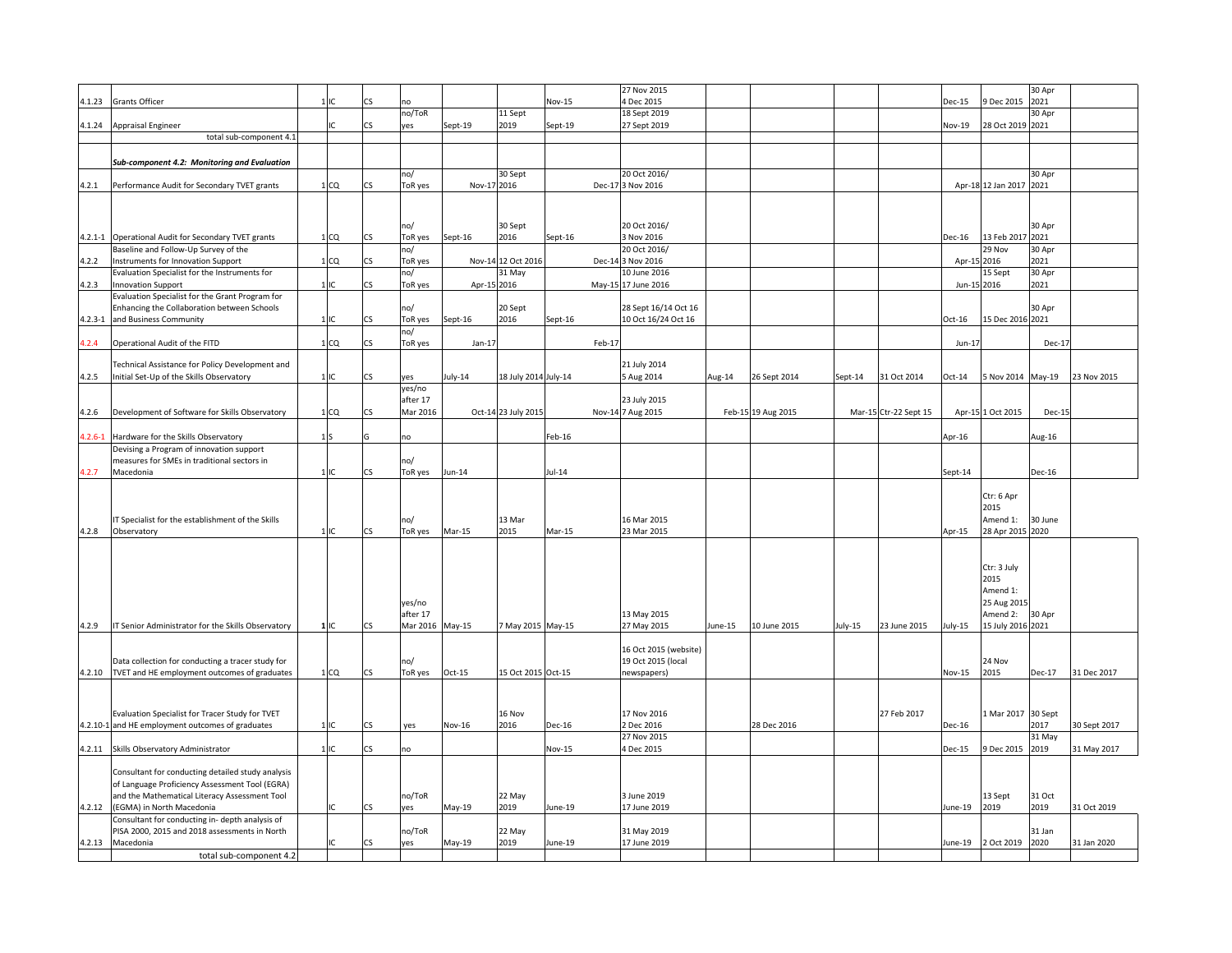| | | | | | | | | | | | | | | | | | |
|---|---|---|---|---|---|---|---|---|---|---|---|---|---|---|---|---|---|
| 4.1.23 | Grants Officer | 1 | IC | CS | no | | | Nov-15 | 27 Nov 2015 4 Dec 2015 | | | | | Dec-15 | 9 Dec 2015 | 30 Apr 2021 | |
| 4.1.24 | Appraisal Engineer | | IC | CS | no/ToR yes | Sept-19 | 11 Sept 2019 | Sept-19 | 18 Sept 2019 27 Sept 2019 | | | | | Nov-19 | 28 Oct 2019 | 30 Apr 2021 | |
| | total sub-component 4.1 | | | | | | | | | | | | | | | | |
| | | | | | | | | | | | | | | | | | |
| | ***Sub-component 4.2: Monitoring and Evaluation*** | | | | | | | | | | | | | | | | |
| 4.2.1 | Performance Audit for Secondary TVET grants | 1 | CQ | CS | no/ ToR yes | Nov-17 | 30 Sept 2016 | Dec-17 | 20 Oct 2016/ 3 Nov 2016 | | | | | Apr-18 | 12 Jan 2017 | 30 Apr 2021 | |
| 4.2.1-1 | Operational Audit for Secondary TVET grants | 1 | CQ | CS | no/ ToR yes | Sept-16 | 30 Sept 2016 | Sept-16 | 20 Oct 2016/ 3 Nov 2016 | | | | | Dec-16 | 13 Feb 2017 | 30 Apr 2021 | |
| 4.2.2 | Baseline and Follow-Up Survey of the Instruments for Innovation Support | 1 | CQ | CS | no/ ToR yes | Nov-14 | 12 Oct 2016 | Dec-14 | 20 Oct 2016/ 3 Nov 2016 | | | | | Apr-15 | 29 Nov 2016 | 30 Apr 2021 | |
| 4.2.3 | Evaluation Specialist for the Instruments for Innovation Support | 1 | IC | CS | no/ ToR yes | Apr-15 | 31 May 2016 | May-15 | 10 June 2016 17 June 2016 | | | | | Jun-15 | 15 Sept 2016 | 30 Apr 2021 | |
| 4.2.3-1 | Evaluation Specialist for the Grant Program for Enhancing the Collaboration between Schools and Business Community | 1 | IC | CS | no/ ToR yes | Sept-16 | 20 Sept 2016 | Sept-16 | 28 Sept 16/14 Oct 16 10 Oct 16/24 Oct 16 | | | | | Oct-16 | 15 Dec 2016 | 30 Apr 2021 | |
| 4.2.4 | Operational Audit of the FITD | 1 | CQ | CS | no/ ToR yes | Jan-17 | | Feb-17 | | | | | | Jun-17 | | Dec-17 | |
| 4.2.5 | Technical Assistance for Policy Development and Initial Set-Up of the Skills Observatory | 1 | IC | CS | yes | July-14 | 18 July 2014 | July-14 | 21 July 2014 5 Aug 2014 | Aug-14 | 26 Sept 2014 | Sept-14 | 31 Oct 2014 | Oct-14 | 5 Nov 2014 | May-19 | 23 Nov 2015 |
| 4.2.6 | Development of Software for Skills Observatory | 1 | CQ | CS | yes/no after 17 Mar 2016 | Oct-14 | 23 July 2015 | Nov-14 | 23 July 2015 7 Aug 2015 | Feb-15 | 19 Aug 2015 | Mar-15 | Ctr-22 Sept 15 | Apr-15 | 1 Oct 2015 | Dec-15 | |
| 4.2.6-1 | Hardware for the Skills Observatory | 1 | S | G | no | | | Feb-16 | | | | | | Apr-16 | | Aug-16 | |
| 4.2.7 | Devising a Program of innovation support measures for SMEs in traditional sectors in Macedonia | 1 | IC | CS | no/ ToR yes | Jun-14 | | Jul-14 | | | | | | Sept-14 | | Dec-16 | |
| 4.2.8 | IT Specialist for the establishment of the Skills Observatory | 1 | IC | CS | no/ ToR yes | Mar-15 | 13 Mar 2015 | Mar-15 | 16 Mar 2015 23 Mar 2015 | | | | | Apr-15 | Ctr: 6 Apr 2015 Amend 1: 28 Apr 2015 | 30 June 2020 | |
| 4.2.9 | IT Senior Administrator for the Skills Observatory | **1** | IC | CS | yes/no after 17 Mar 2016 | May-15 | 7 May 2015 | May-15 | 13 May 2015 27 May 2015 | June-15 | 10 June 2015 | July-15 | 23 June 2015 | July-15 | Ctr: 3 July 2015 Amend 1: 25 Aug 2015 Amend 2: 15 July 2016 | 30 Apr 2021 | |
| 4.2.10 | Data collection for conducting a tracer study for TVET and HE employment outcomes of graduates | 1 | CQ | CS | no/ ToR yes | Oct-15 | 15 Oct 2015 | Oct-15 | 16 Oct 2015 (website) 19 Oct 2015 (local newspapers) | | | | | Nov-15 | 24 Nov 2015 | Dec-17 | 31 Dec 2017 |
| 4.2.10-1 | Evaluation Specialist for Tracer Study for TVET and HE employment outcomes of graduates | 1 | IC | CS | yes | Nov-16 | 16 Nov 2016 | Dec-16 | 17 Nov 2016 2 Dec 2016 | | 28 Dec 2016 | | 27 Feb 2017 | Dec-16 | 1 Mar 2017 | 30 Sept 2017 | 30 Sept 2017 |
| 4.2.11 | Skills Observatory Administrator | 1 | IC | CS | no | | | Nov-15 | 27 Nov 2015 4 Dec 2015 | | | | | Dec-15 | 9 Dec 2015 | 31 May 2019 | 31 May 2017 |
| 4.2.12 | Consultant for conducting detailed study analysis of Language Proficiency Assessment Tool (EGRA) and the Mathematical Literacy Assessment Tool (EGMA) in North Macedonia | | IC | CS | no/ToR yes | May-19 | 22 May 2019 | June-19 | 3 June 2019 17 June 2019 | | | | | June-19 | 13 Sept 2019 | 31 Oct 2019 | 31 Oct 2019 |
| 4.2.13 | Consultant for conducting in- depth analysis of PISA 2000, 2015 and 2018 assessments in North Macedonia | | IC | CS | no/ToR yes | May-19 | 22 May 2019 | June-19 | 31 May 2019 17 June 2019 | | | | | June-19 | 2 Oct 2019 | 31 Jan 2020 | 31 Jan 2020 |
| | total sub-component 4.2 | | | | | | | | | | | | | | | | |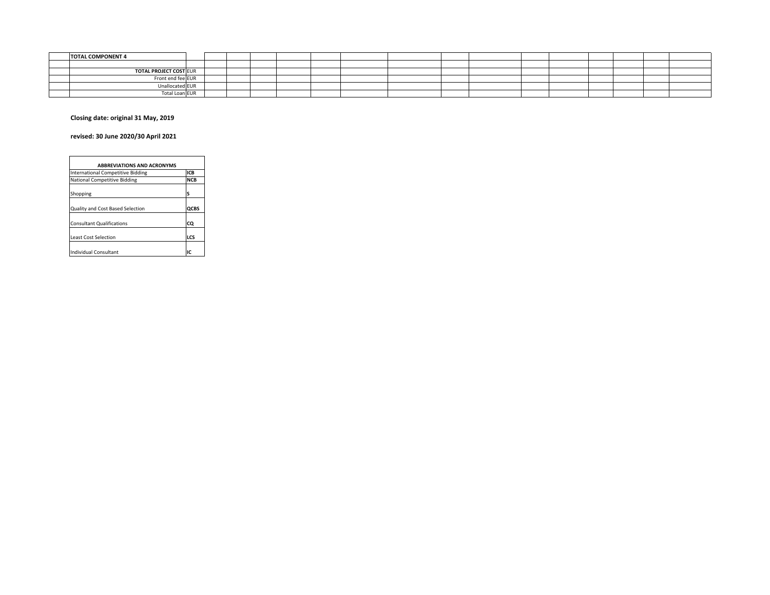| | | | | | | | | | | | | | | | | | |
|---|---|---|---|---|---|---|---|---|---|---|---|---|---|---|---|---|---|
| | **TOTAL COMPONENT 4** | | | | | | | | | | | | | | | | |
| | | | | | | | | | | | | | | | | | |
| | **TOTAL PROJECT COST** | EUR | | | | | | | | | | | | | | | |
| | Front end fee | EUR | | | | | | | | | | | | | | | |
| | Unallocated | EUR | | | | | | | | | | | | | | | |
| | Total Loan | EUR | | | | | | | | | | | | | | | |

**Closing date: original 31 May, 2019**

**revised: 30 June 2020/30 April 2021**

| **ABBREVIATIONS AND ACRONYMS** | |
|---|---|
| International Competitive Bidding | **ICB** |
| National Competitive Bidding | **NCB** |
| Shopping | **S** |
| Quality and Cost Based Selection | **QCBS** |
| Consultant Qualifications | **CQ** |
| Least Cost Selection | **LCS** |
| Individual Consultant | **IC** |